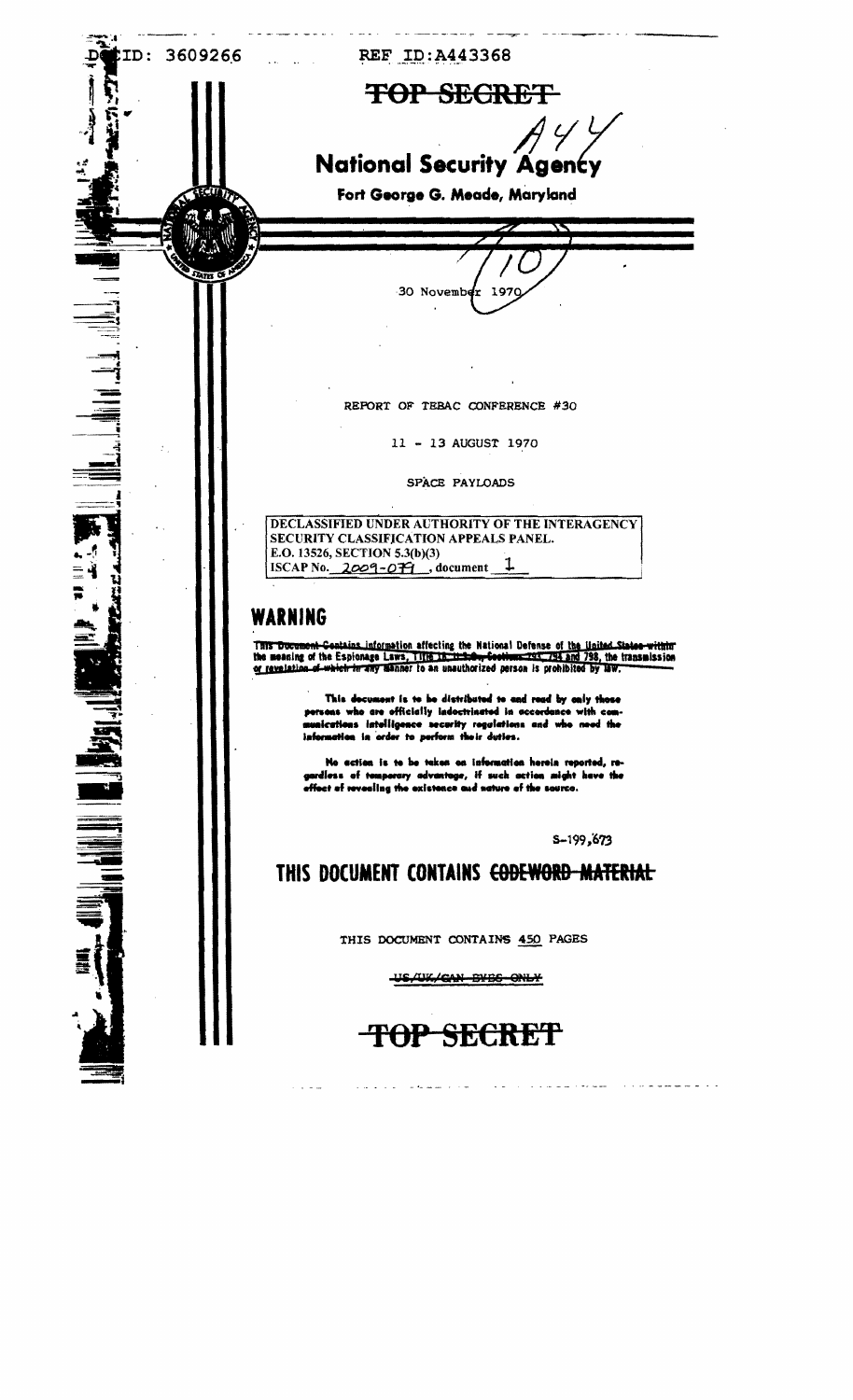DOCID: 3609266 REF ID:A443368

# ~~TOP SECRET~~

A44

# National Security Agency

**Fort George G. Meade, Maryland**

/10

30 November 1970

REPORT OF TEBAC CONFERENCE #30

11 - 13 AUGUST 1970

SPACE PAYLOADS

DECLASSIFIED UNDER AUTHORITY OF THE INTERAGENCY SECURITY CLASSIFICATION APPEALS PANEL.
E.O. 13526, SECTION 5.3(b)(3)
ISCAP No. 2009-079, document 1

## WARNING

~~This Document Contains information affecting the National Defense of the United States within~~ the meaning of the Espionage Laws, ~~Title 18, U.S.C., Sections 793, 794~~ and 798, the transmission ~~or revelation of which in any~~ manner to an unauthorized person is prohibited by law.

**This document is to be distributed to and read by only those persons who are officially indoctrinated in accordance with communications intelligence security regulations and who need the information in order to perform their duties.**

**No action is to be taken on information herein reported, regardless of temporary advantage, if such action might have the effect of revealing the existence and nature of the source.**

S-199,673

## THIS DOCUMENT CONTAINS ~~CODEWORD MATERIAL~~

THIS DOCUMENT CONTAINS 450 PAGES

~~US/UK/CAN EYES ONLY~~

# ~~TOP SECRET~~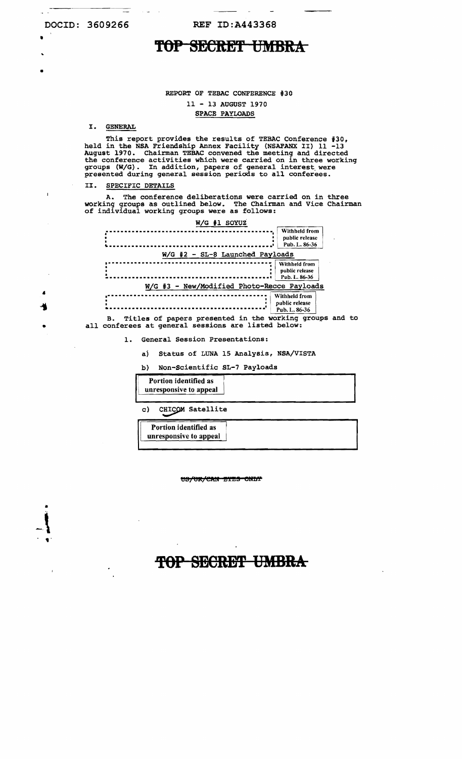DOCID: 3609266 REF ID:A443368

# ~~TOP SECRET UMBRA~~

REPORT OF TEBAC CONFERENCE #30

11 - 13 AUGUST 1970

SPACE PAYLOADS

## I. GENERAL

This report provides the results of TEBAC Conference #30, held in the NSA Friendship Annex Facility (NSAFANX II) 11 -13 August 1970. Chairman TEBAC convened the meeting and directed the conference activities which were carried on in three working groups (W/G). In addition, papers of general interest were presented during general session periods to all conferees.

## II. SPECIFIC DETAILS

A. The conference deliberations were carried on in three working groups as outlined below. The Chairman and Vice Chairman of individual working groups were as follows:

W/G #1 SOYUZ

[Withheld from public release Pub. L. 86-36]

W/G #2 - SL-8 Launched Payloads

[Withheld from public release Pub. L. 86-36]

W/G #3 - New/Modified Photo-Recce Payloads

[Withheld from public release Pub. L. 86-36]

B. Titles of papers presented in the working groups and to all conferees at general sessions are listed below:

1. General Session Presentations:

   a) Status of LUNA 15 Analysis, NSA/VISTA

   b) Non-Scientific SL-7 Payloads

   [Portion identified as unresponsive to appeal]

   c) CHICOM Satellite

   [Portion identified as unresponsive to appeal]

~~US/UK/CAN EYES ONLY~~

# ~~TOP SECRET UMBRA~~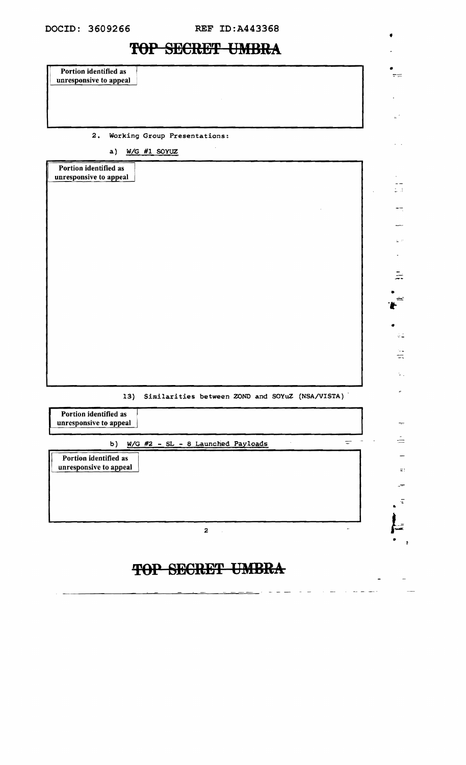DOCID: 3609266 REF ID:A443368

**TOP SECRET UMBRA**

Portion identified as unresponsive to appeal

2. Working Group Presentations:

a) W/G #1 SOYUZ

Portion identified as unresponsive to appeal

13) Similarities between ZOND and SOYuZ (NSA/VISTA)

Portion identified as unresponsive to appeal

b) W/G #2 - SL - 8 Launched Payloads

Portion identified as unresponsive to appeal

**TOP SECRET UMBRA**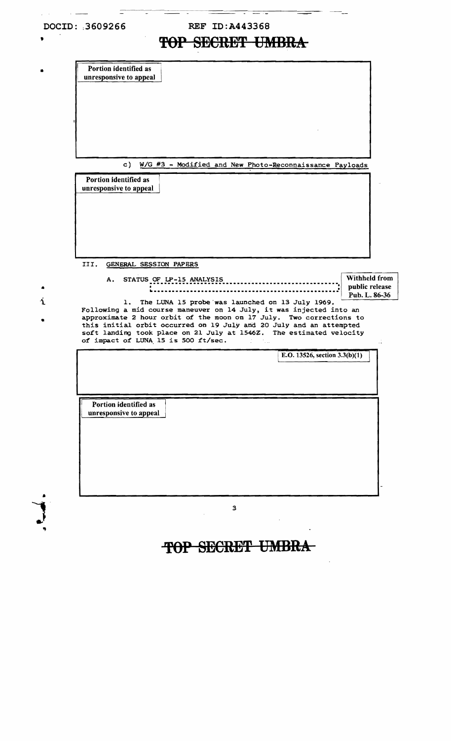DOCID: 3609266 REF ID:A443368

TOP SECRET UMBRA

Portion identified as unresponsive to appeal

c) W/G #3 - Modified and New Photo-Reconnaissance Payloads

Portion identified as unresponsive to appeal

III. GENERAL SESSION PAPERS

A. STATUS OF LP-15 ANALYSIS

Withheld from public release Pub. L. 86-36

1. The LUNA 15 probe was launched on 13 July 1969. Following a mid course maneuver on 14 July, it was injected into an approximate 2 hour orbit of the moon on 17 July. Two corrections to this initial orbit occurred on 19 July and 20 July and an attempted soft landing took place on 21 July at 1546Z. The estimated velocity of impact of LUNA 15 is 500 ft/sec.

E.O. 13526, section 3.3(b)(1)

Portion identified as unresponsive to appeal

TOP SECRET UMBRA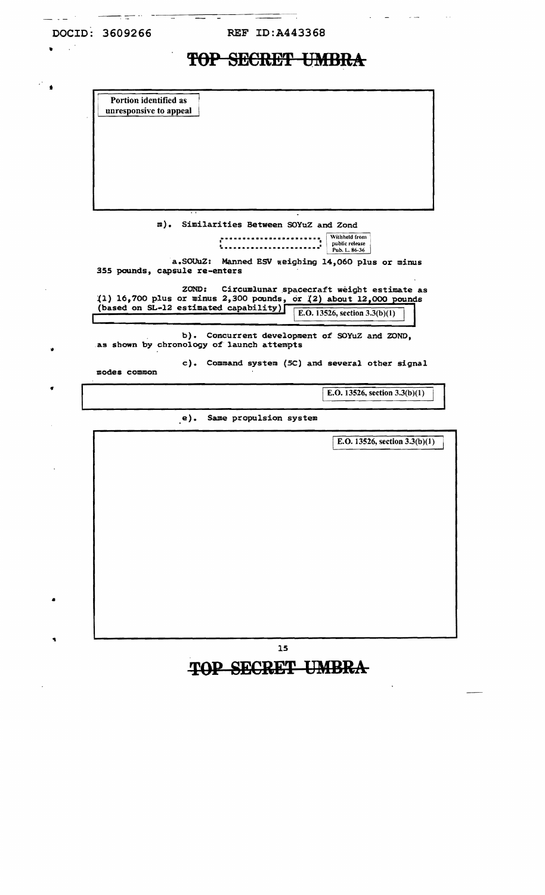**TOP SECRET UMBRA**

Portion identified as unresponsive to appeal

m). Similarities Between SOYuZ and Zond

Withheld from public release Pub. L. 86-36

a.SOUuZ: Manned ESV weighing 14,060 plus or minus 355 pounds, capsule re-enters

ZOND: Circumlunar spacecraft weight estimate as (1) 16,700 plus or minus 2,300 pounds, or (2) about 12,000 pounds (based on SL-12 estimated capability)

E.O. 13526, section 3.3(b)(1)

b). Concurrent development of SOYuZ and ZOND, as shown by chronology of launch attempts

c). Command system (5C) and several other signal modes common

E.O. 13526, section 3.3(b)(1)

e). Same propulsion system

E.O. 13526, section 3.3(b)(1)

**TOP SECRET UMBRA**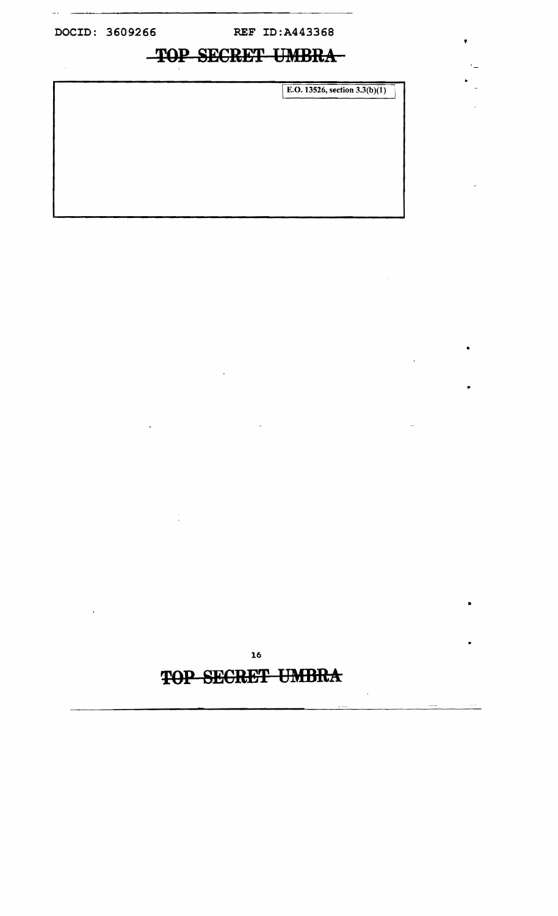E.O. 13526, section 3.3(b)(1)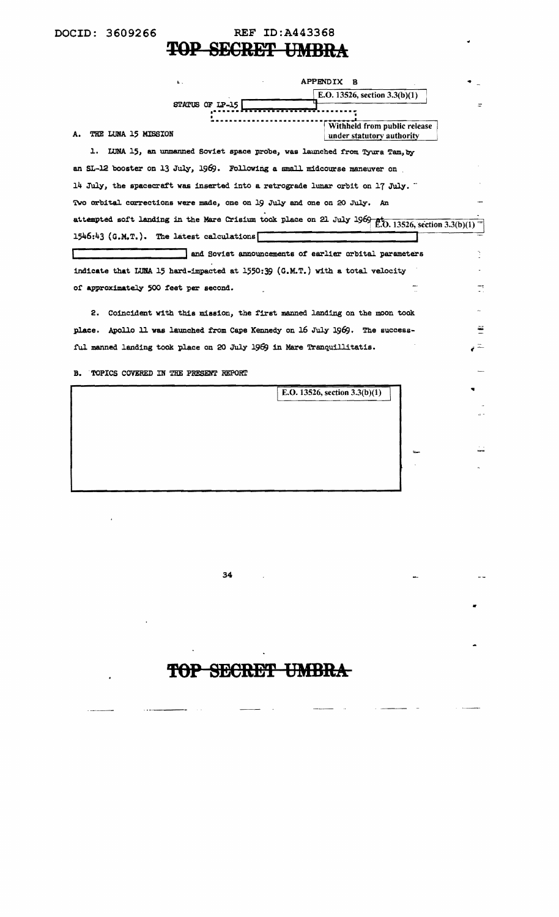APPENDIX B

STATUS OF LP-15 [Withheld from public release under statutory authority] E.O. 13526, section 3.3(b)(1)

## A. THE LUNA 15 MISSION

1. LUNA 15, an unmanned Soviet space probe, was launched from Tyura Tam, by an SL-12 booster on 13 July, 1969. Following a small midcourse maneuver on 14 July, the spacecraft was inserted into a retrograde lunar orbit on 17 July. Two orbital corrections were made, one on 19 July and one on 20 July. An attempted soft landing in the Mare Crisium took place on 21 July 1969 at E.O. 13526, section 3.3(b)(1) 1546:43 (G.M.T.). The latest calculations [redacted] and Soviet announcements of earlier orbital parameters indicate that LUNA 15 hard-impacted at 1550:39 (G.M.T.) with a total velocity of approximately 500 feet per second.

2. Coincident with this mission, the first manned landing on the moon took place. Apollo 11 was launched from Cape Kennedy on 16 July 1969. The successful manned landing took place on 20 July 1969 in Mare Tranquillitatis.

## B. TOPICS COVERED IN THE PRESENT REPORT

[Redacted — E.O. 13526, section 3.3(b)(1)]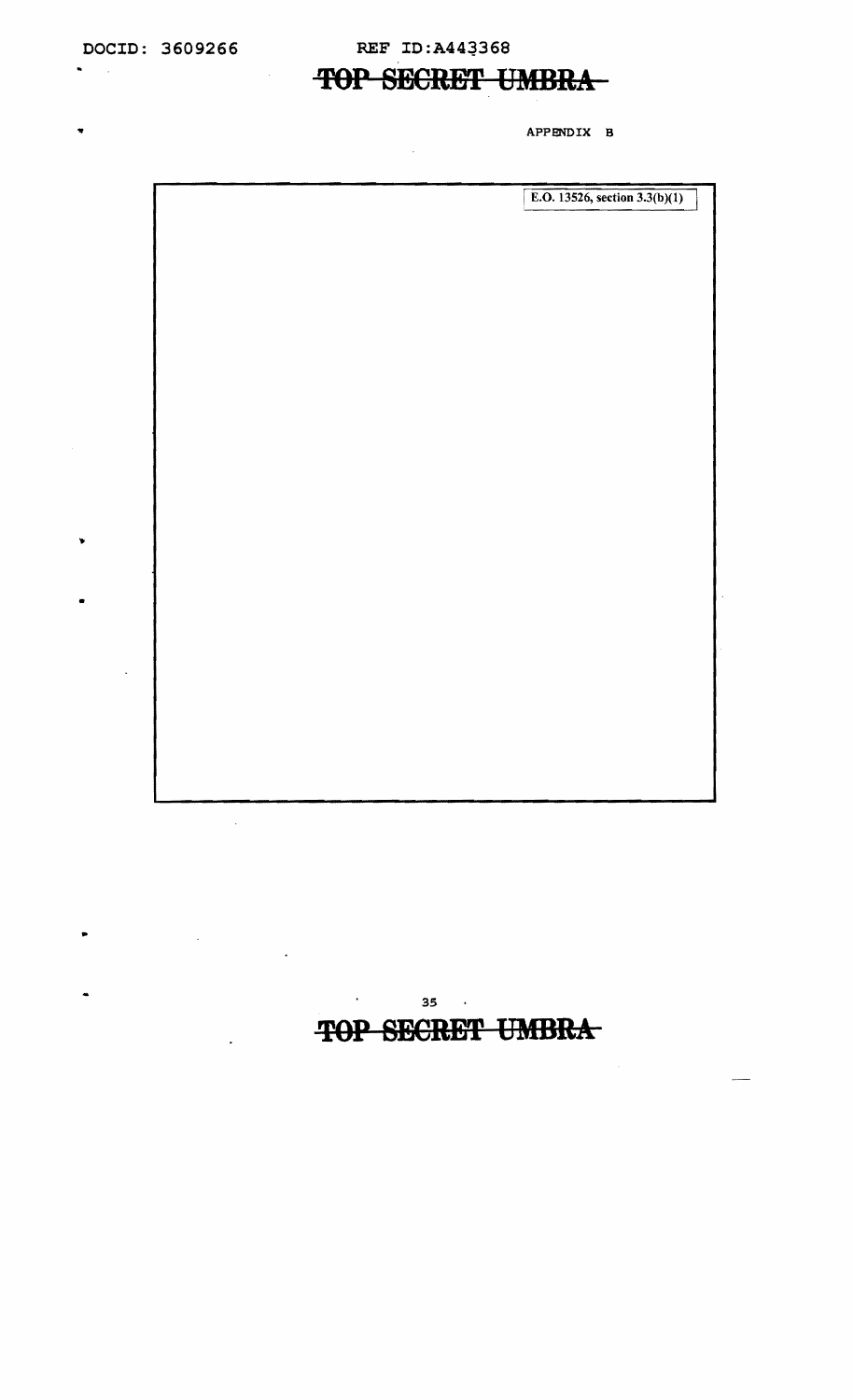APPENDIX B

E.O. 13526, section 3.3(b)(1)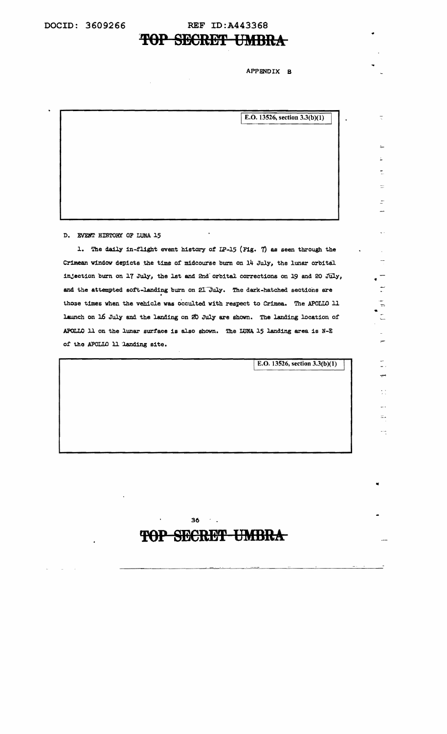DOCID: 3609266 REF ID:A443368

~~TOP SECRET UMBRA~~

APPENDIX B

E.O. 13526, section 3.3(b)(1)

D. EVENT HISTORY OF LUNA 15

1. The daily in-flight event history of LP-15 (Fig. 7) as seen through the Crimean window depicts the time of midcourse burn on 14 July, the lunar orbital injection burn on 17 July, the 1st and 2nd orbital corrections on 19 and 20 July, and the attempted soft-landing burn on 21 July. The dark-hatched sections are those times when the vehicle was occulted with respect to Crimea. The APOLLO 11 launch on 16 July and the landing on 20 July are shown. The landing location of APOLLO 11 on the lunar surface is also shown. The LUNA 15 landing area is N-E of the APOLLO 11 landing site.

E.O. 13526, section 3.3(b)(1)

~~TOP SECRET UMBRA~~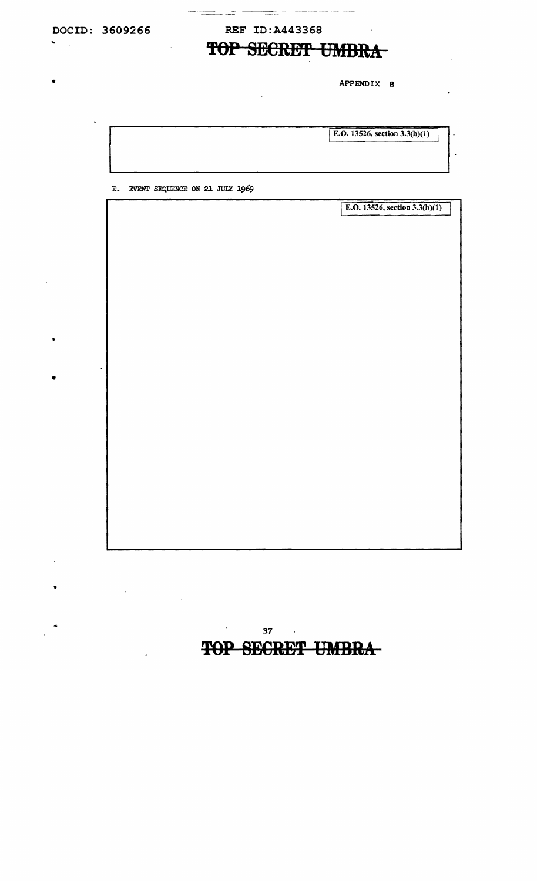DOCID: 3609266

REF ID:A443368

~~TOP SECRET UMBRA~~

APPENDIX B

E.O. 13526, section 3.3(b)(1)

E. EVENT SEQUENCE ON 21 JULY 1969

E.O. 13526, section 3.3(b)(1)

~~TOP SECRET UMBRA~~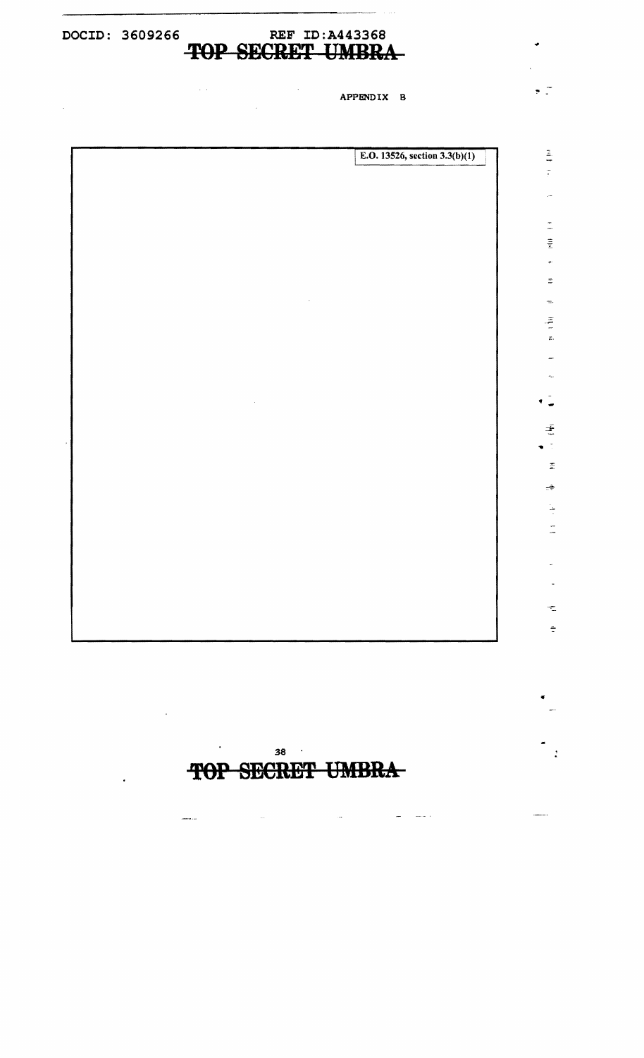APPENDIX B

E.O. 13526, section 3.3(b)(1)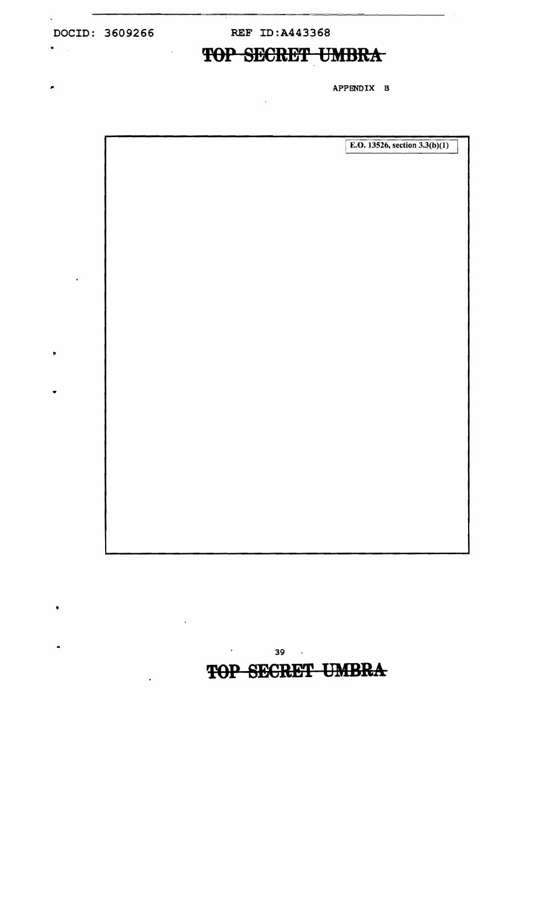DOCID: 3609266 REF ID:A443368

TOP SECRET UMBRA

APPENDIX B

E.O. 13526, section 3.3(b)(1)

TOP SECRET UMBRA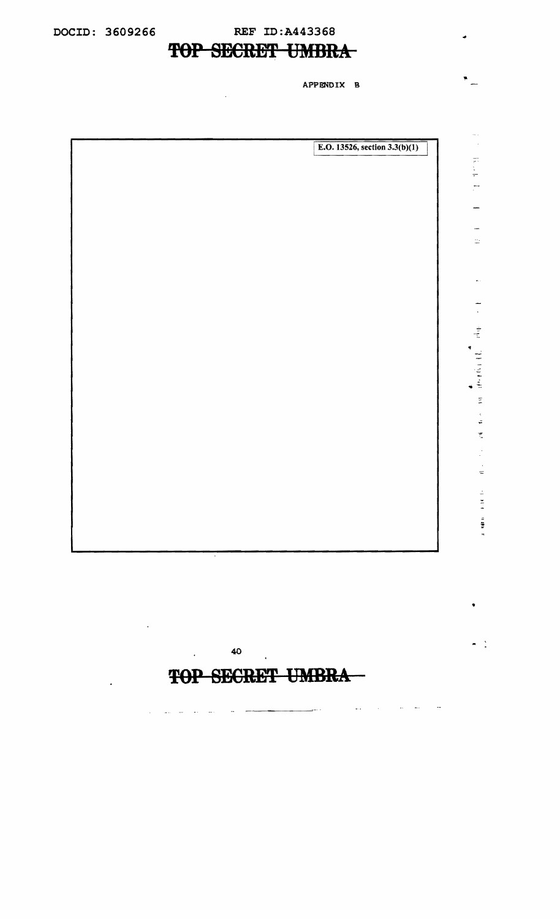APPENDIX B

E.O. 13526, section 3.3(b)(1)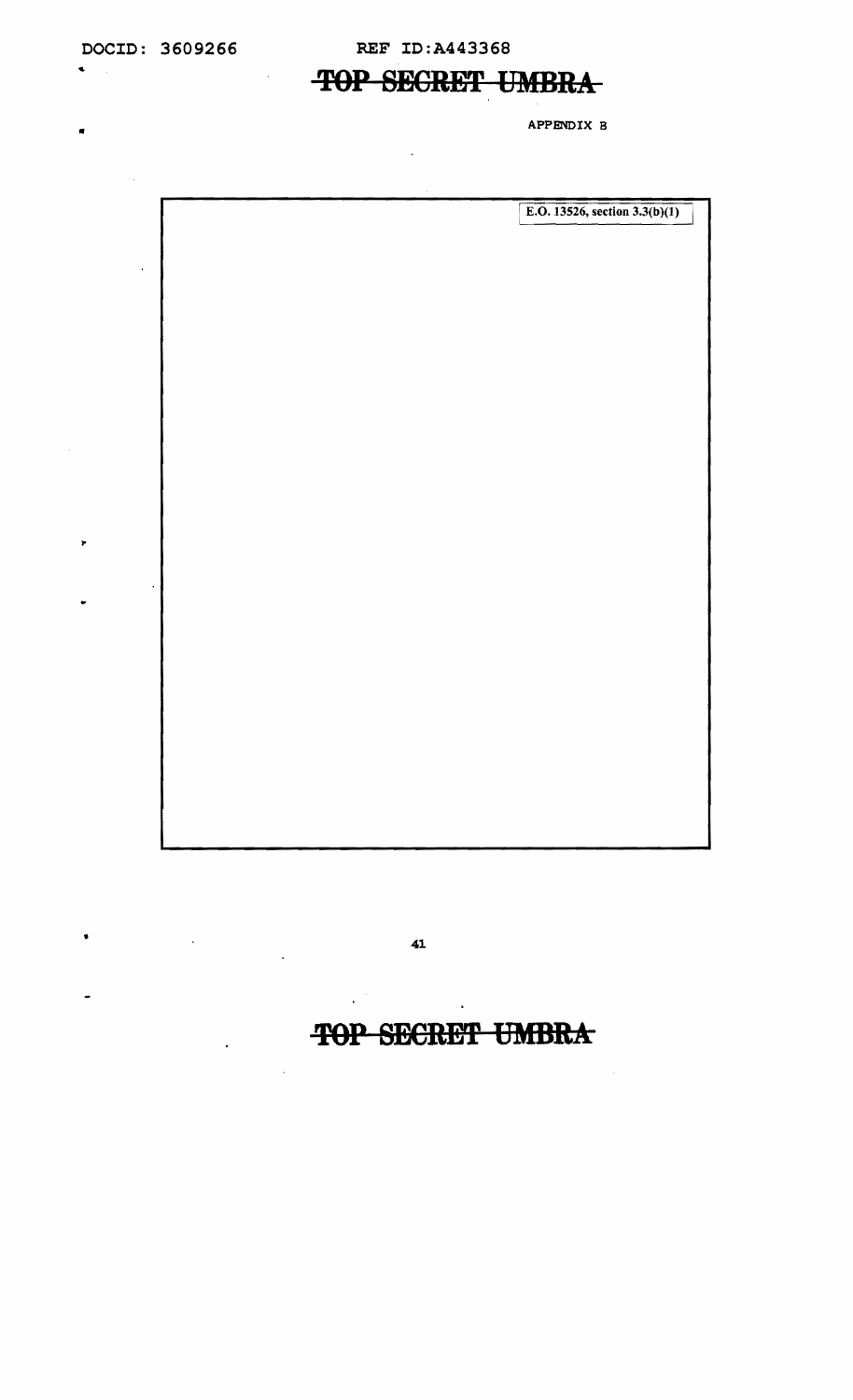APPENDIX B

E.O. 13526, section 3.3(b)(1)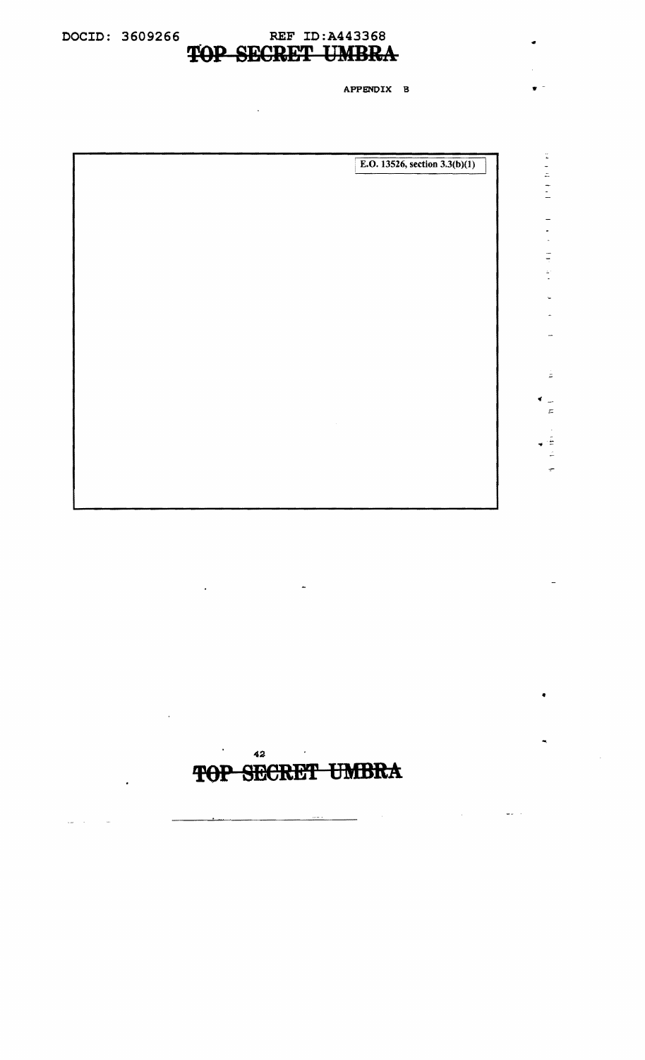APPENDIX B

E.O. 13526, section 3.3(b)(1)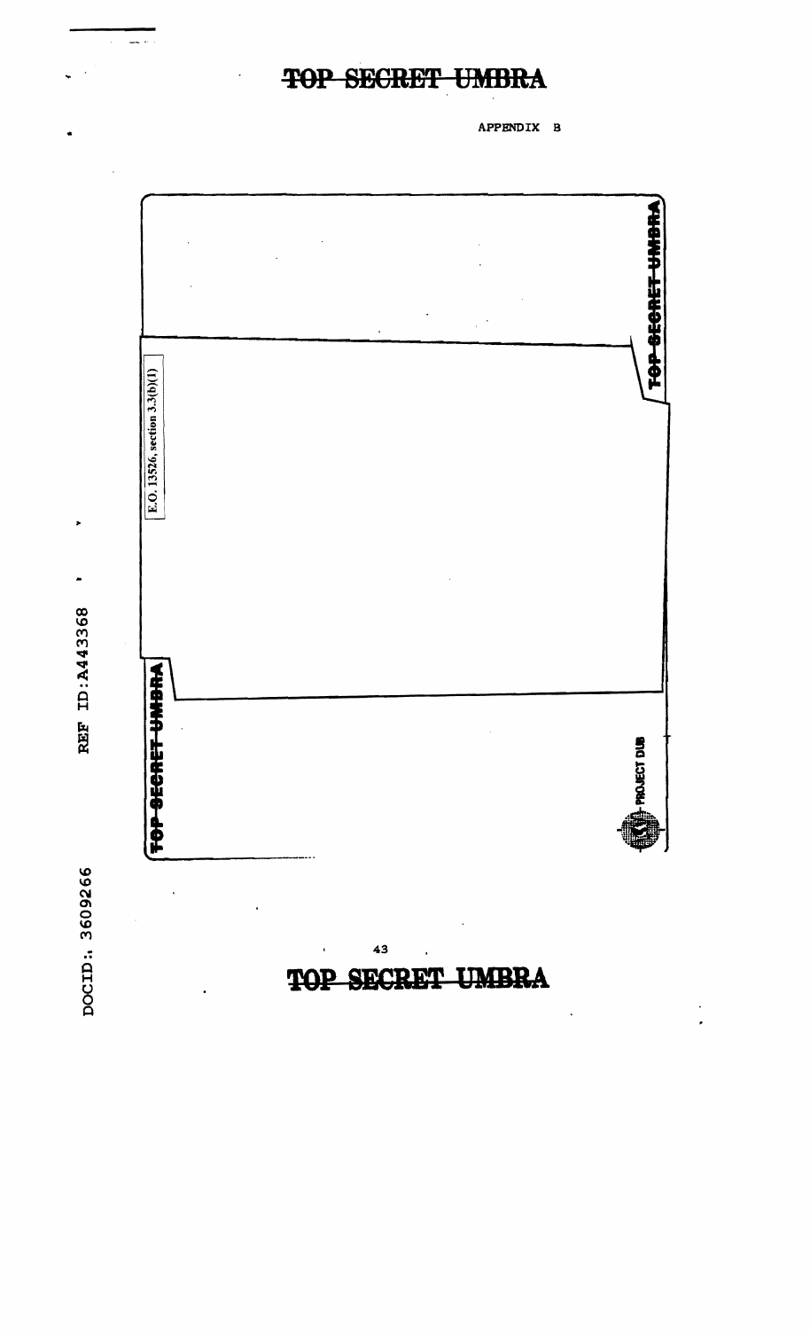APPENDIX B

TOP SECRET UMBRA

E.O. 13526, section 3.3(b)(1)

TOP SECRET UMBRA

PROJECT DUB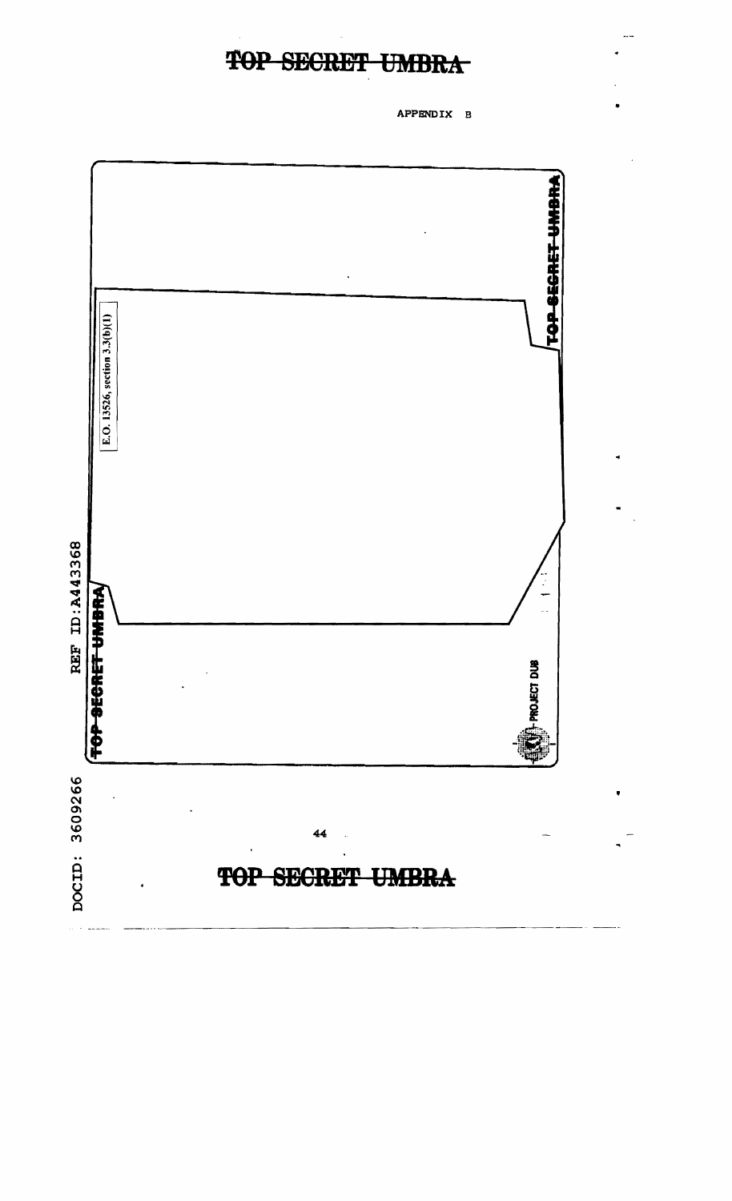APPENDIX B

TOP SECRET UMBRA

E.O. 13526, section 3.3(b)(1)

TOP SECRET UMBRA

PROJECT DUB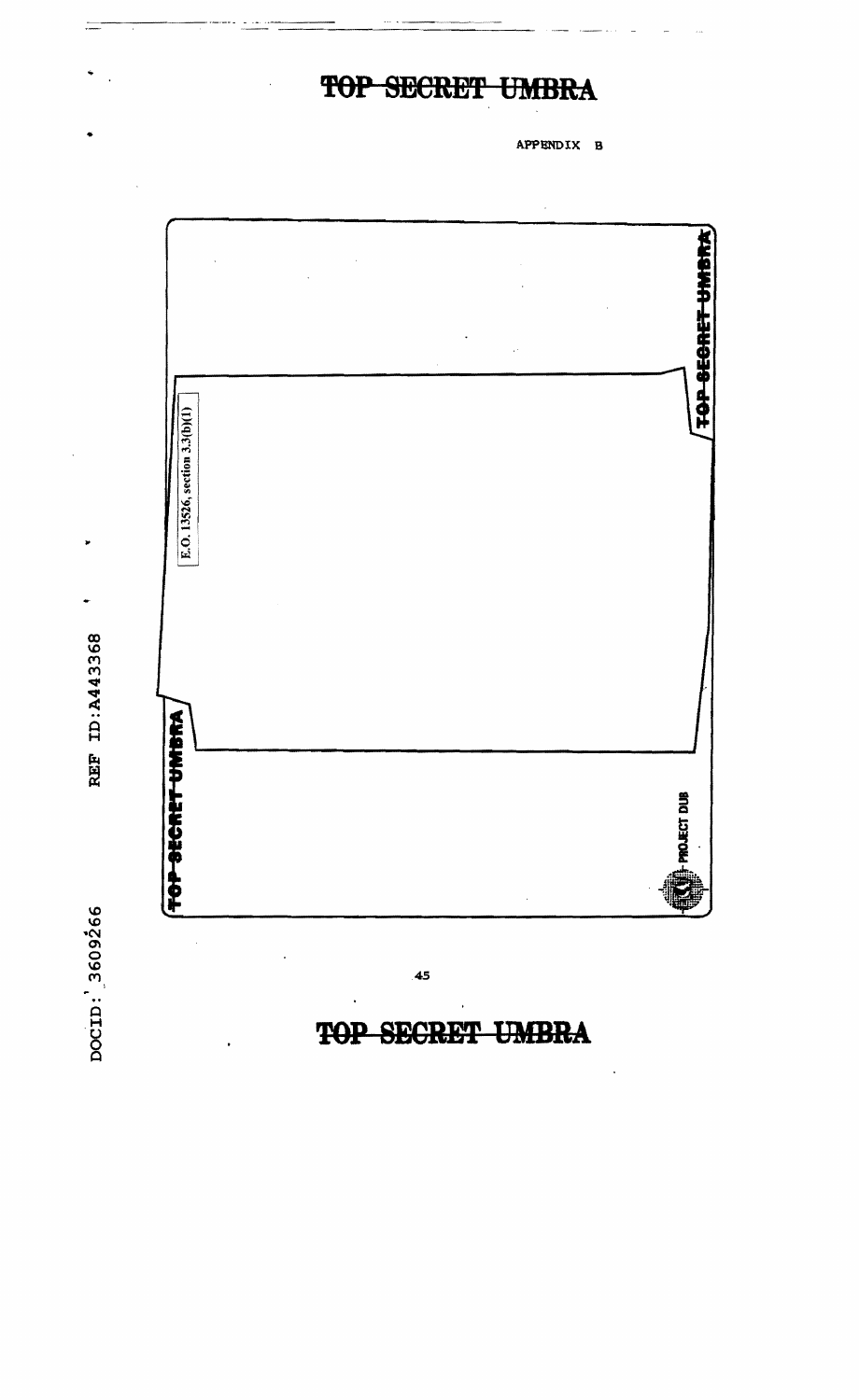APPENDIX B

TOP SECRET UMBRA

E.O. 13526, section 3.3(b)(1)

TOP SECRET UMBRA

PROJECT DUB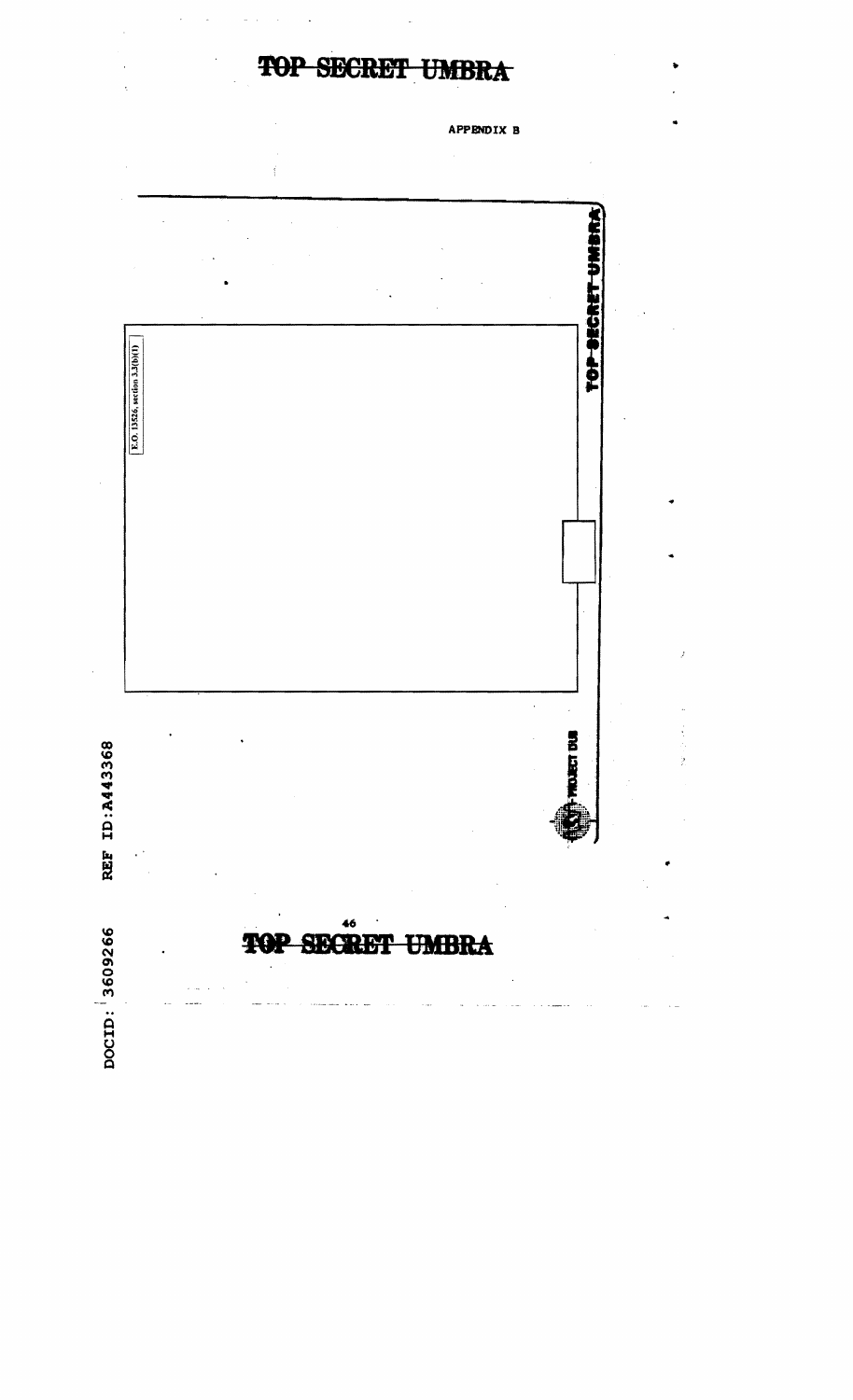APPENDIX B

TOP SECRET UMBRA

E.O. 13526, section 3.3(b)(1)

PROJECT DUB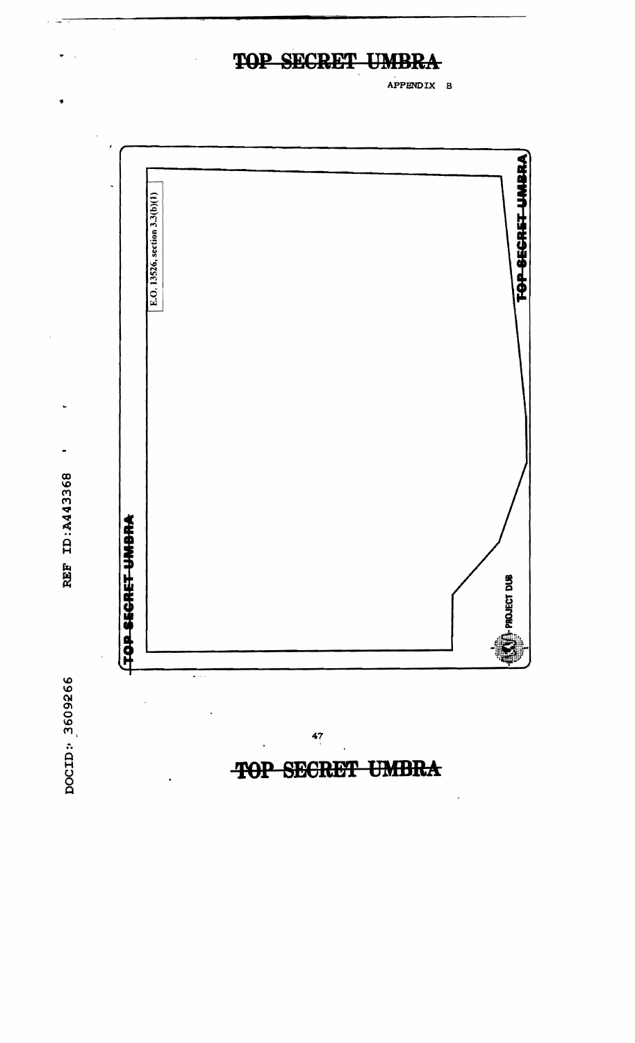APPENDIX B

TOP SECRET UMBRA

E.O. 13526, section 3.3(b)(1)

TOP SECRET UMBRA

PROJECT DUB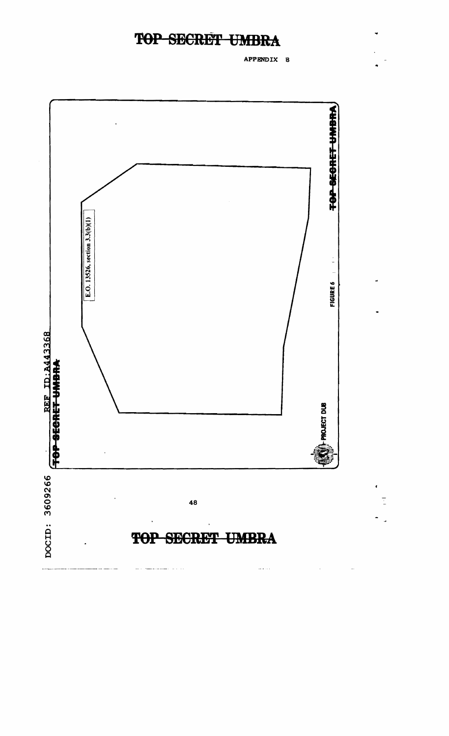TOP SECRET UMBRA

APPENDIX B

TOP SECRET UMBRA

E.O. 13526, section 3.3(b)(1)

FIGURE 6

PROJECT DUB

TOP SECRET UMBRA

TOP SECRET UMBRA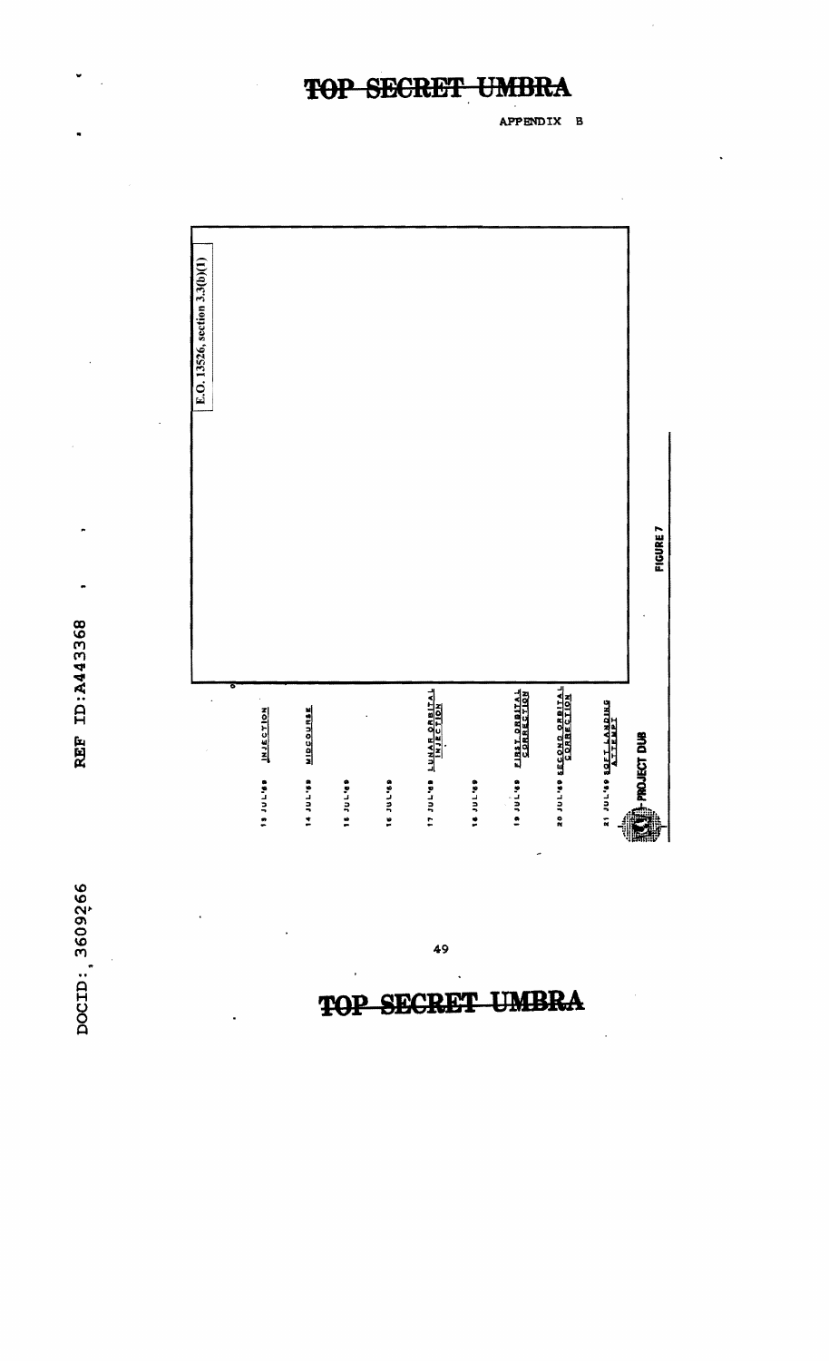TOP SECRET UMBRA

APPENDIX B

E.O. 13526, section 3.3(b)(1)

13 JUL'69 INJECTION

14 JUL'69 MIDCOURSE

15 JUL'69

16 JUL'69

17 JUL'69 LUNAR ORBITAL INJECTION

18 JUL'69

19 JUL'69 FIRST ORBITAL CORRECTION

20 JUL'69 SECOND ORBITAL CORRECTION

21 JUL'69 SOFT LANDING ATTEMPT

PROJECT DUB

FIGURE 7

TOP SECRET UMBRA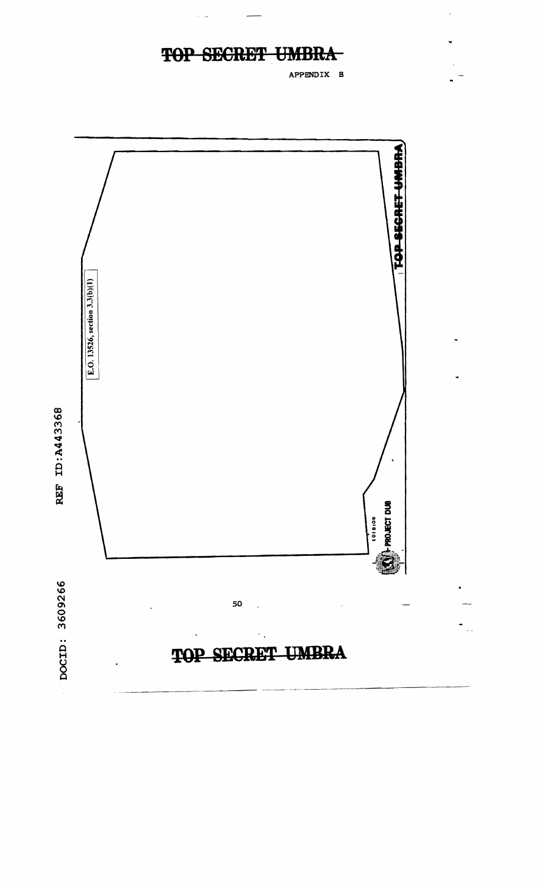TOP SECRET UMBRA

APPENDIX B

E.O. 13526, section 3.3(b)(1)

TOP SECRET UMBRA

101800

PROJECT DUB

DOCID: 3609266 REF ID:A443368

TOP SECRET UMBRA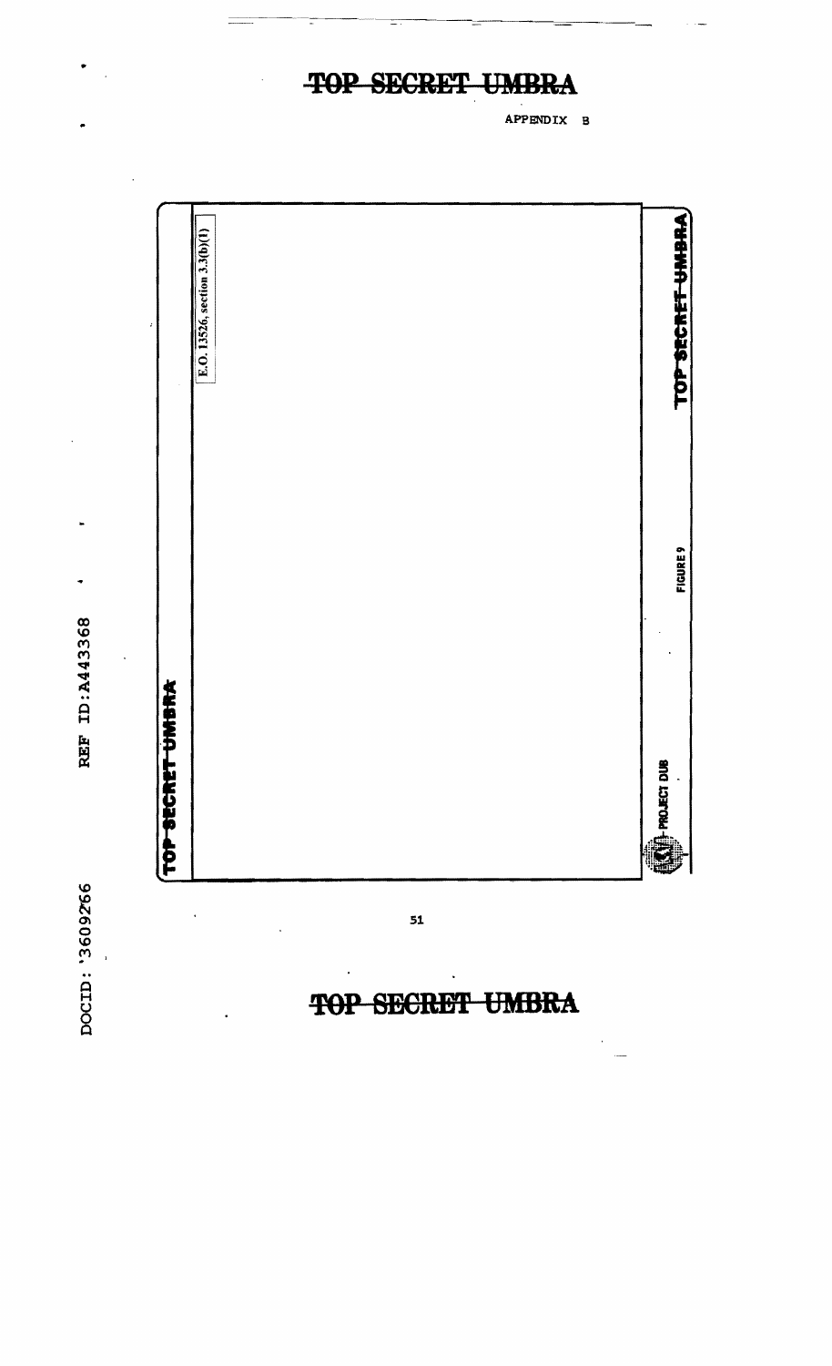APPENDIX B

TOP SECRET UMBRA

E.O. 13526, section 3.3(b)(1)

PROJECT DUB

FIGURE 9

TOP SECRET UMBRA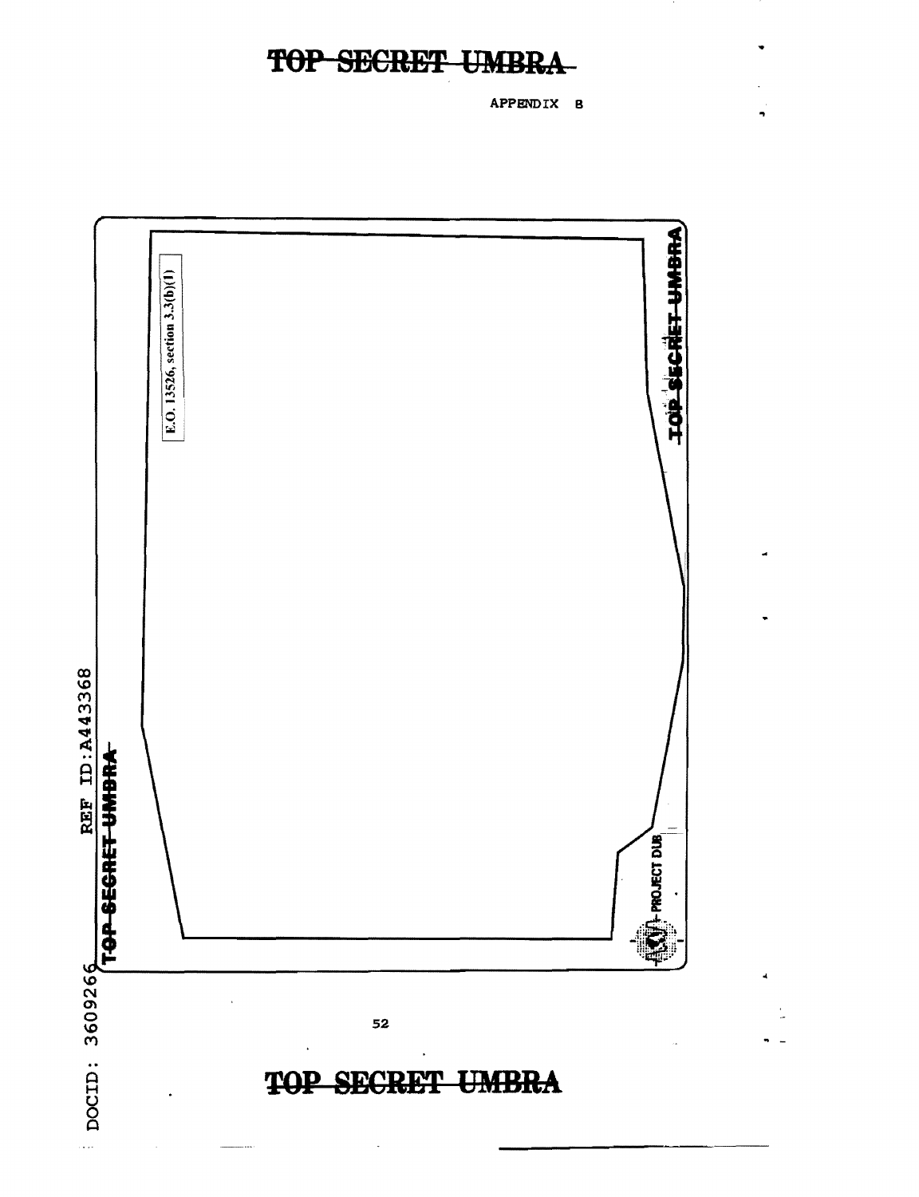APPENDIX B

E.O. 13526, section 3.3(b)(1)

PROJECT DUB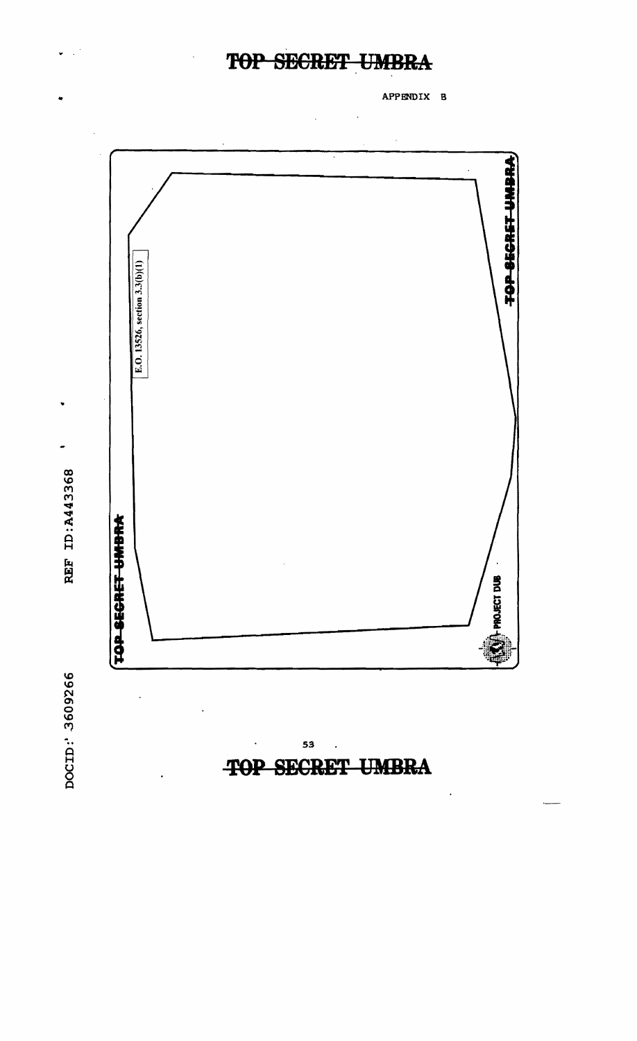APPENDIX B

TOP SECRET UMBRA

E.O. 13526, section 3.3(b)(1)

TOP SECRET UMBRA

PROJECT DUB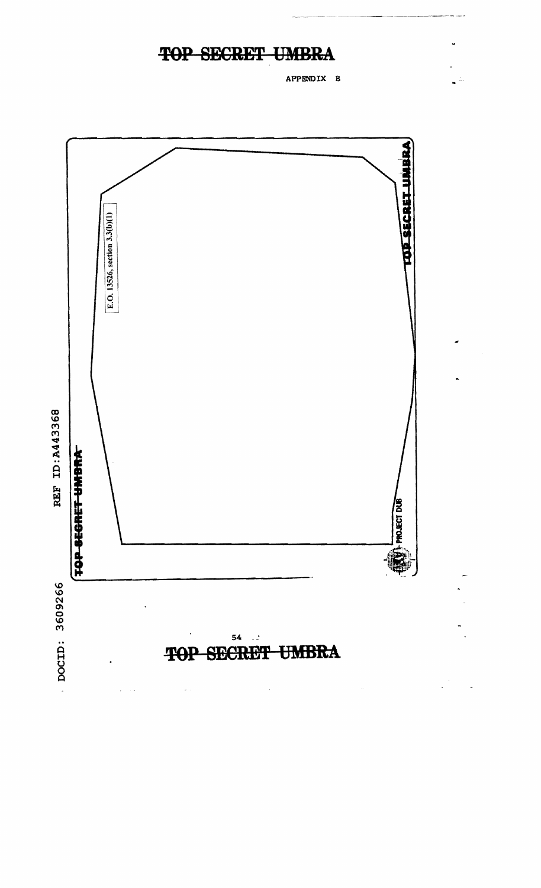TOP SECRET UMBRA

APPENDIX B

E.O. 13526, section 3.3(b)(1)

TOP SECRET UMBRA

TOP SECRET UMBRA

PROJECT DUB

TOP SECRET UMBRA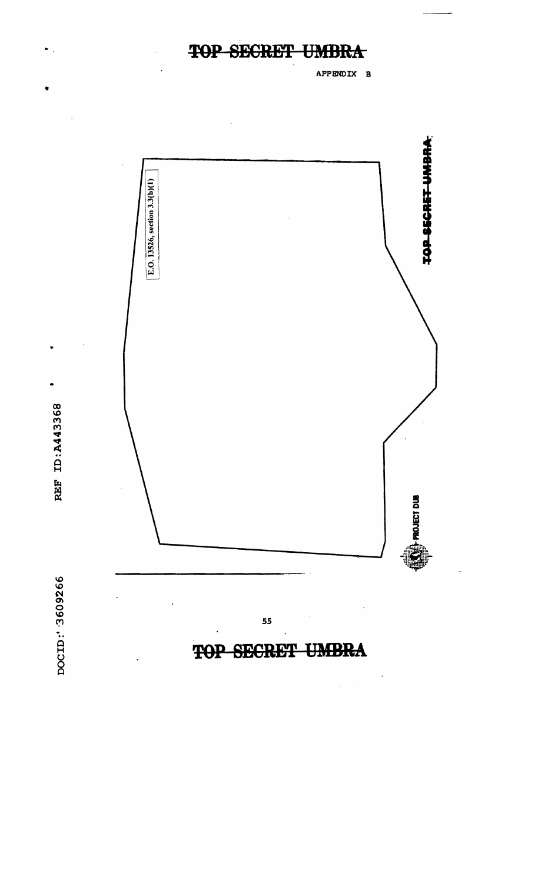TOP SECRET UMBRA

APPENDIX B

E.O. 13526, section 3.3(b)(1)

TOP SECRET UMBRA

PROJECT DUB

TOP SECRET UMBRA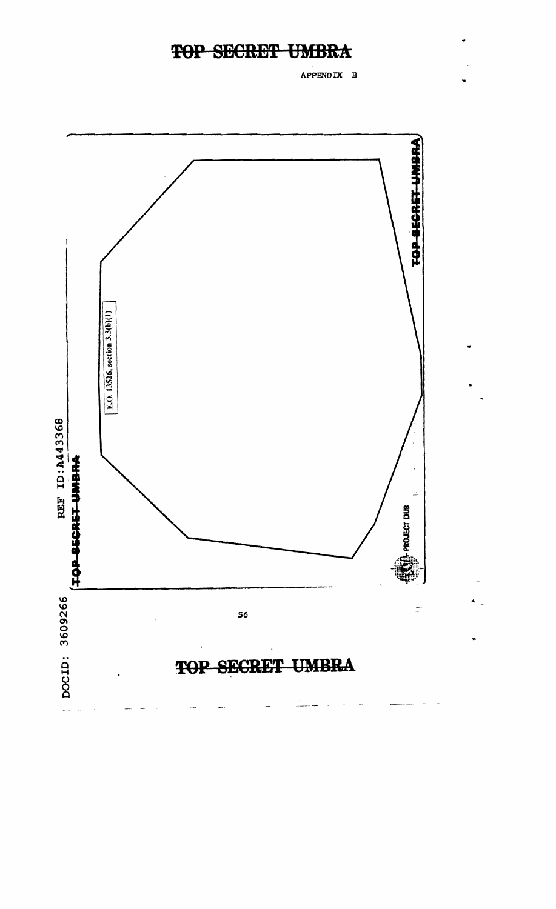TOP SECRET UMBRA

APPENDIX B

TOP SECRET UMBRA

E.O. 13526, section 3.3(b)(1)

PROJECT DUB

TOP SECRET UMBRA

REF ID:A443368

DOCID: 3609266

TOP SECRET UMBRA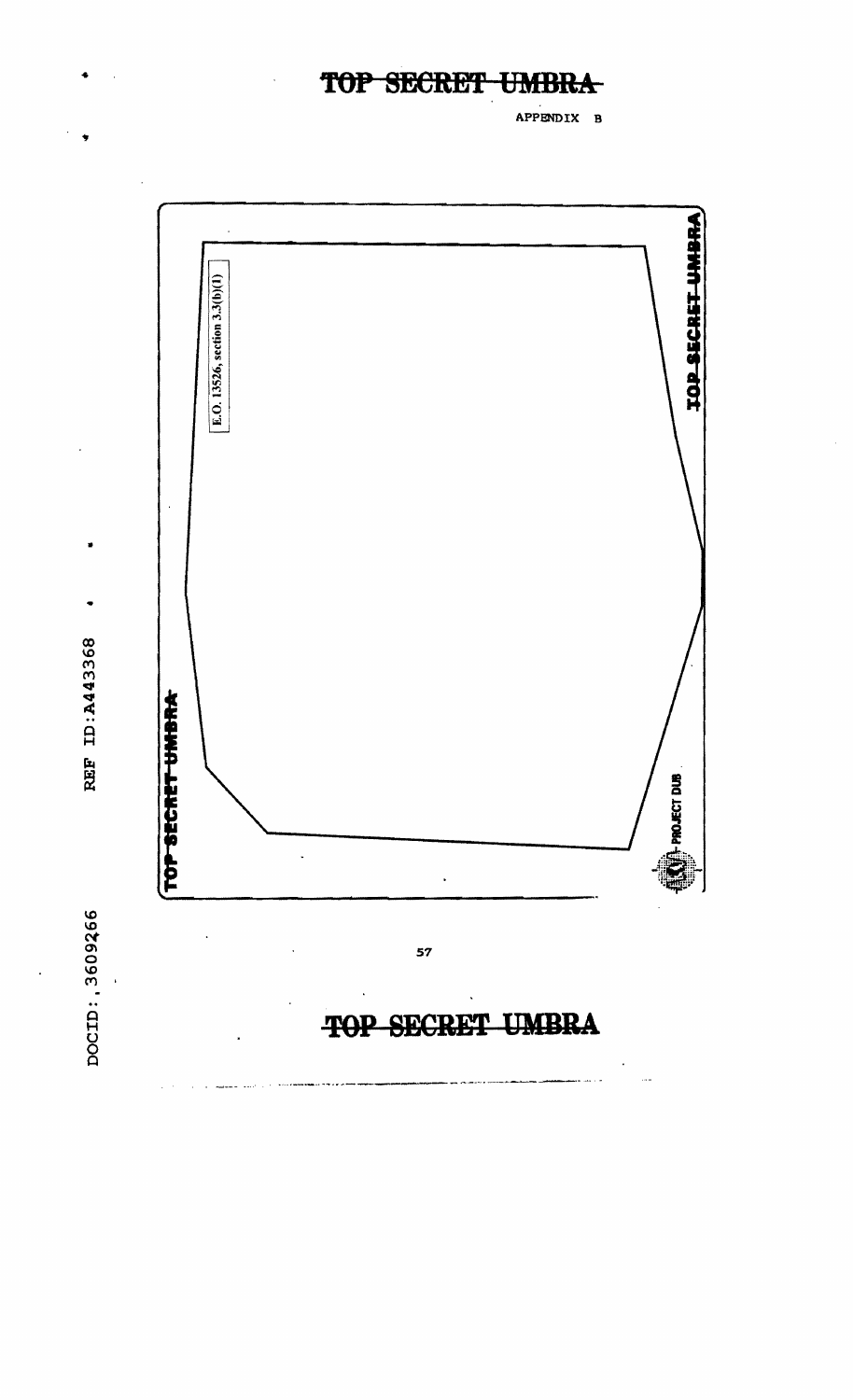TOP SECRET UMBRA

APPENDIX B

TOP SECRET UMBRA

E.O. 13526, section 3.3(b)(1)

TOP SECRET UMBRA

PROJECT DUB

TOP SECRET UMBRA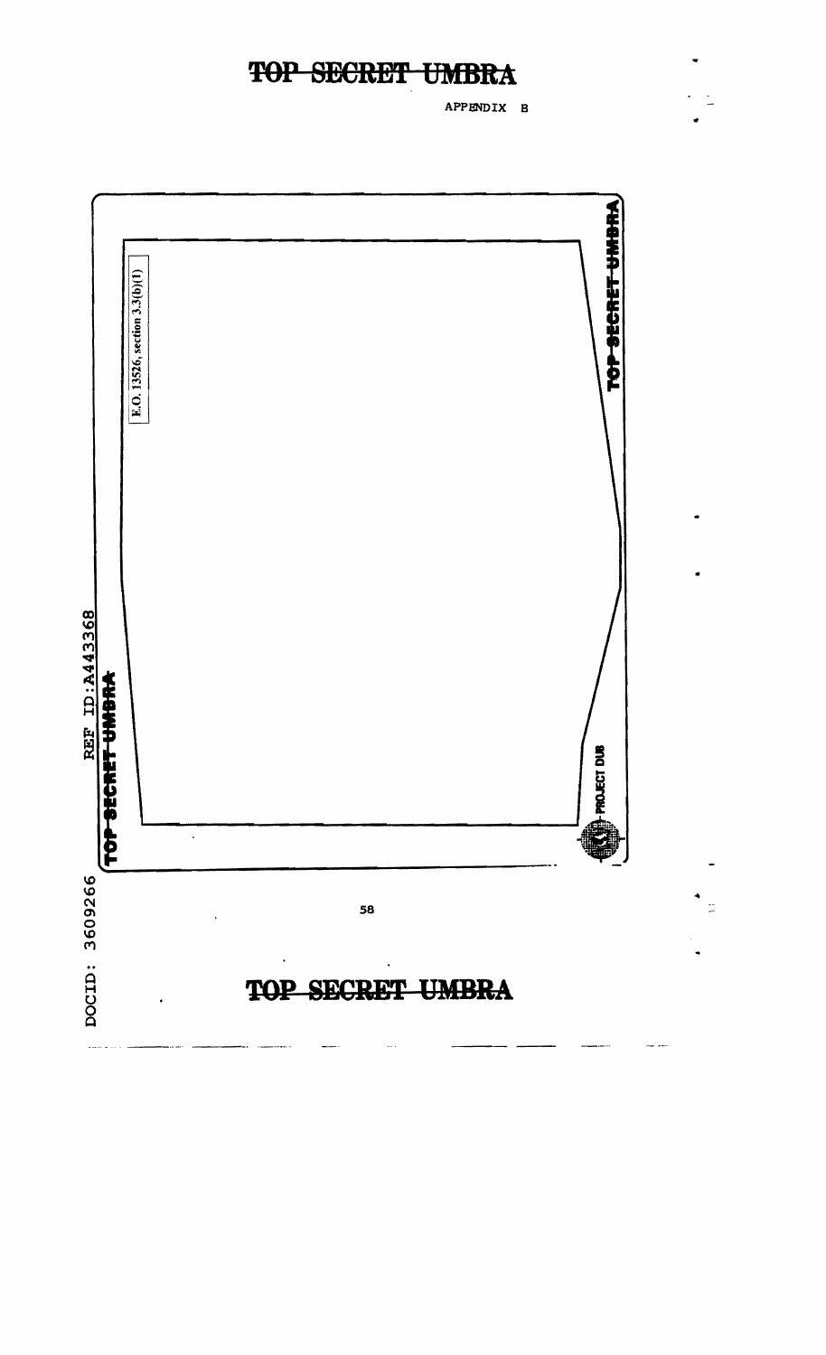APPENDIX B

E.O. 13526, section 3.3(b)(1)

TOP SECRET UMBRA

TOP SECRET UMBRA

PROJECT DUB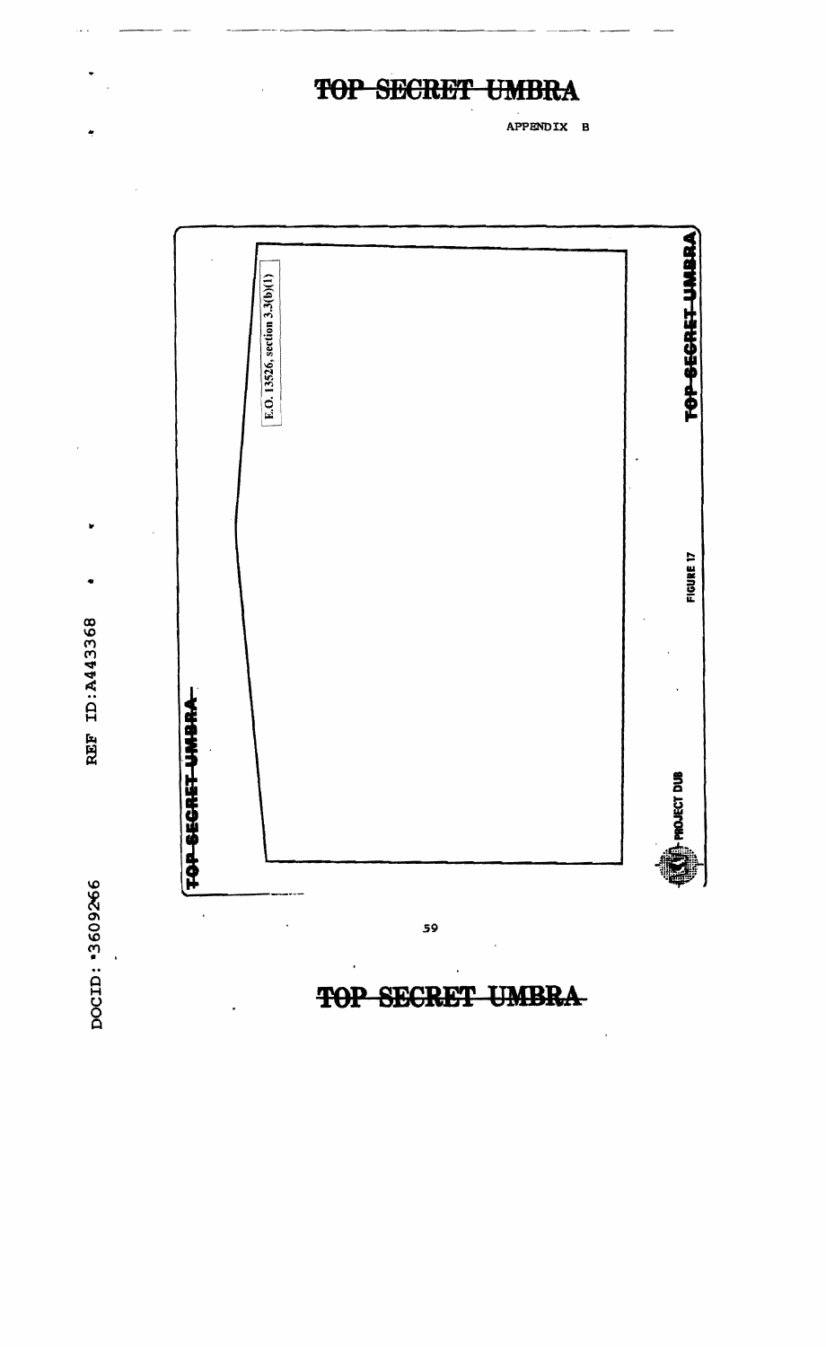TOP SECRET UMBRA

APPENDIX B

TOP SECRET UMBRA

E.O. 13526, section 3.3(b)(1)

TOP SECRET UMBRA

PROJECT DUB

FIGURE 17

TOP SECRET UMBRA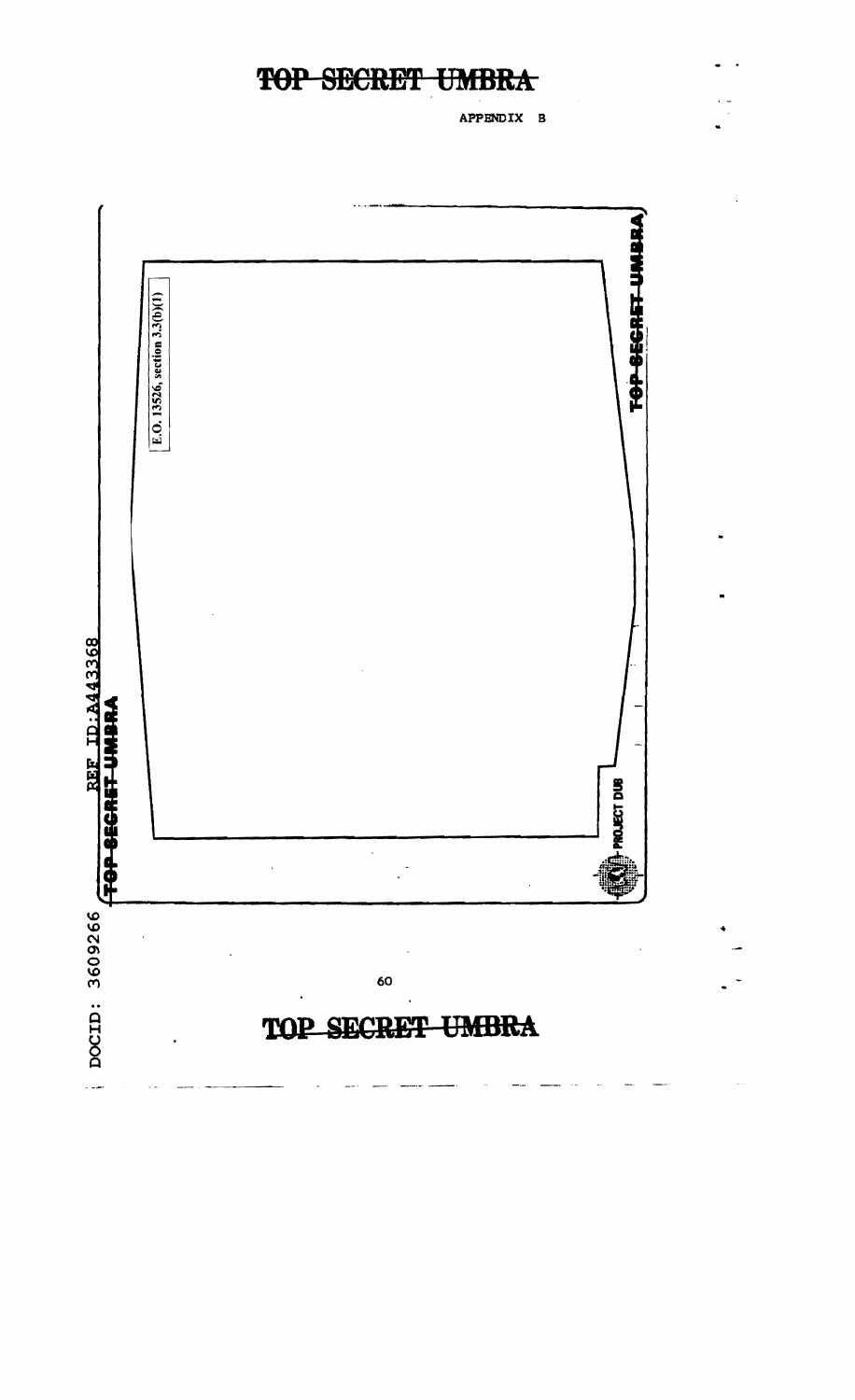APPENDIX B

TOP SECRET UMBRA

E.O. 13526, section 3.3(b)(1)

PROJECT DUB

TOP SECRET UMBRA